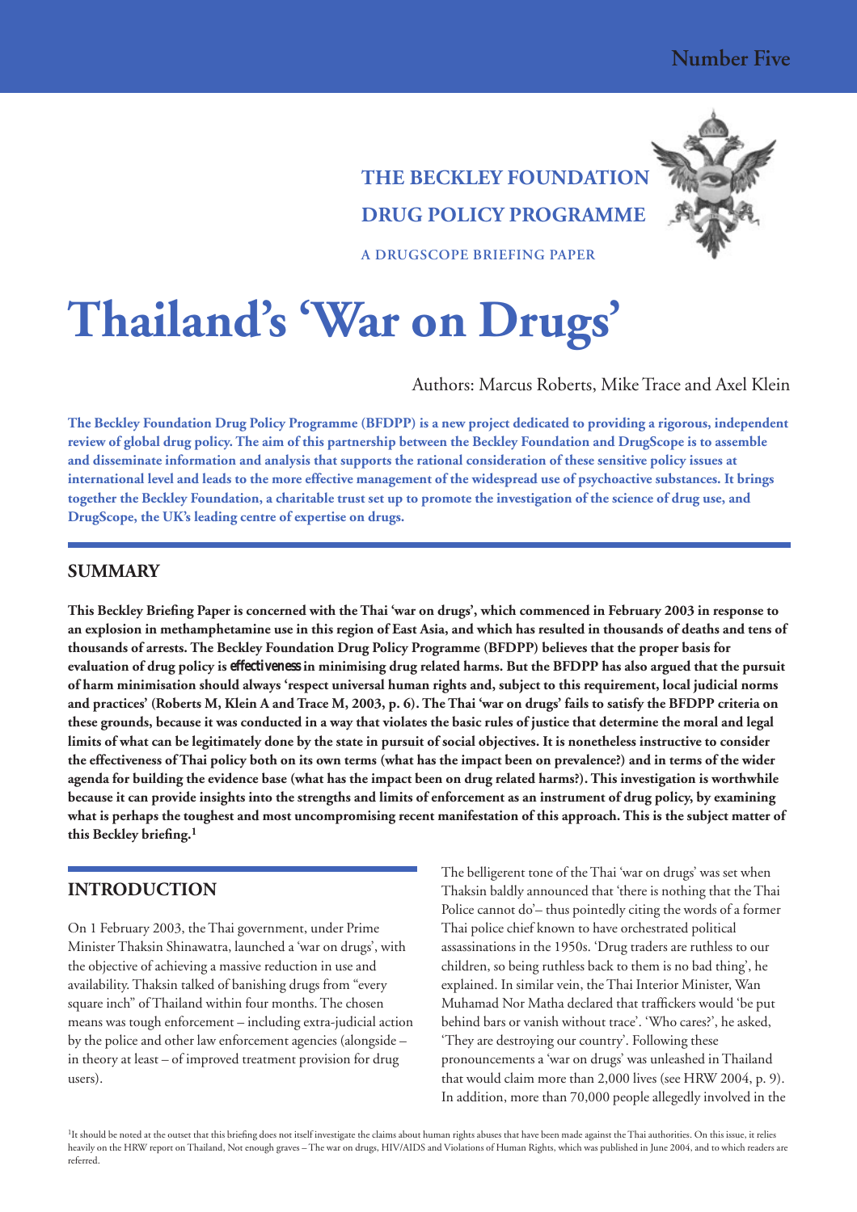Number Five

THE BECKLEY FOUNDATION

DRUG POLICY PROGRAMME

A DRUGSCOPE BRIEFING PAPER

# Thailand's 'War on Drugs'

Authors: Marcus Roberts, Mike Trace and Axel Klein

**The Beckley Foundation Drug Policy Programme (BFDPP) is a new project dedicated to providing a rigorous, independent review of global drug policy. The aim of this partnership between the Beckley Foundation and DrugScope is to assemble and disseminate information and analysis that supports the rational consideration of these sensitive policy issues at international level and leads to the more effective management of the widespread use of psychoactive substances. It brings together the Beckley Foundation, a charitable trust set up to promote the investigation of the science of drug use, and DrugScope, the UK's leading centre of expertise on drugs.**

## SUMMARY

**This Beckley Briefing Paper is concerned with the Thai 'war on drugs', which commenced in February 2003 in response to an explosion in methamphetamine use in this region of East Asia, and which has resulted in thousands of deaths and tens of thousands of arrests. The Beckley Foundation Drug Policy Programme (BFDPP) believes that the proper basis for evaluation of drug policy is *effectiveness* in minimising drug related harms. But the BFDPP has also argued that the pursuit of harm minimisation should always 'respect universal human rights and, subject to this requirement, local judicial norms and practices' (Roberts M, Klein A and Trace M, 2003, p. 6). The Thai 'war on drugs' fails to satisfy the BFDPP criteria on these grounds, because it was conducted in a way that violates the basic rules of justice that determine the moral and legal limits of what can be legitimately done by the state in pursuit of social objectives. It is nonetheless instructive to consider the effectiveness of Thai policy both on its own terms (what has the impact been on prevalence?) and in terms of the wider agenda for building the evidence base (what has the impact been on drug related harms?). This investigation is worthwhile because it can provide insights into the strengths and limits of enforcement as an instrument of drug policy, by examining what is perhaps the toughest and most uncompromising recent manifestation of this approach. This is the subject matter of this Beckley briefing.[1]**

## INTRODUCTION

On 1 February 2003, the Thai government, under Prime Minister Thaksin Shinawatra, launched a 'war on drugs', with the objective of achieving a massive reduction in use and availability. Thaksin talked of banishing drugs from "every square inch" of Thailand within four months. The chosen means was tough enforcement – including extra-judicial action by the police and other law enforcement agencies (alongside – in theory at least – of improved treatment provision for drug users).

The belligerent tone of the Thai 'war on drugs' was set when Thaksin baldly announced that 'there is nothing that the Thai Police cannot do'– thus pointedly citing the words of a former Thai police chief known to have orchestrated political assassinations in the 1950s. 'Drug traders are ruthless to our children, so being ruthless back to them is no bad thing', he explained. In similar vein, the Thai Interior Minister, Wan Muhamad Nor Matha declared that traffickers would 'be put behind bars or vanish without trace'. 'Who cares?', he asked, 'They are destroying our country'. Following these pronouncements a 'war on drugs' was unleashed in Thailand that would claim more than 2,000 lives (see HRW 2004, p. 9). In addition, more than 70,000 people allegedly involved in the

[1] It should be noted at the outset that this briefing does not itself investigate the claims about human rights abuses that have been made against the Thai authorities. On this issue, it relies heavily on the HRW report on Thailand, Not enough graves – The war on drugs, HIV/AIDS and Violations of Human Rights, which was published in June 2004, and to which readers are referred.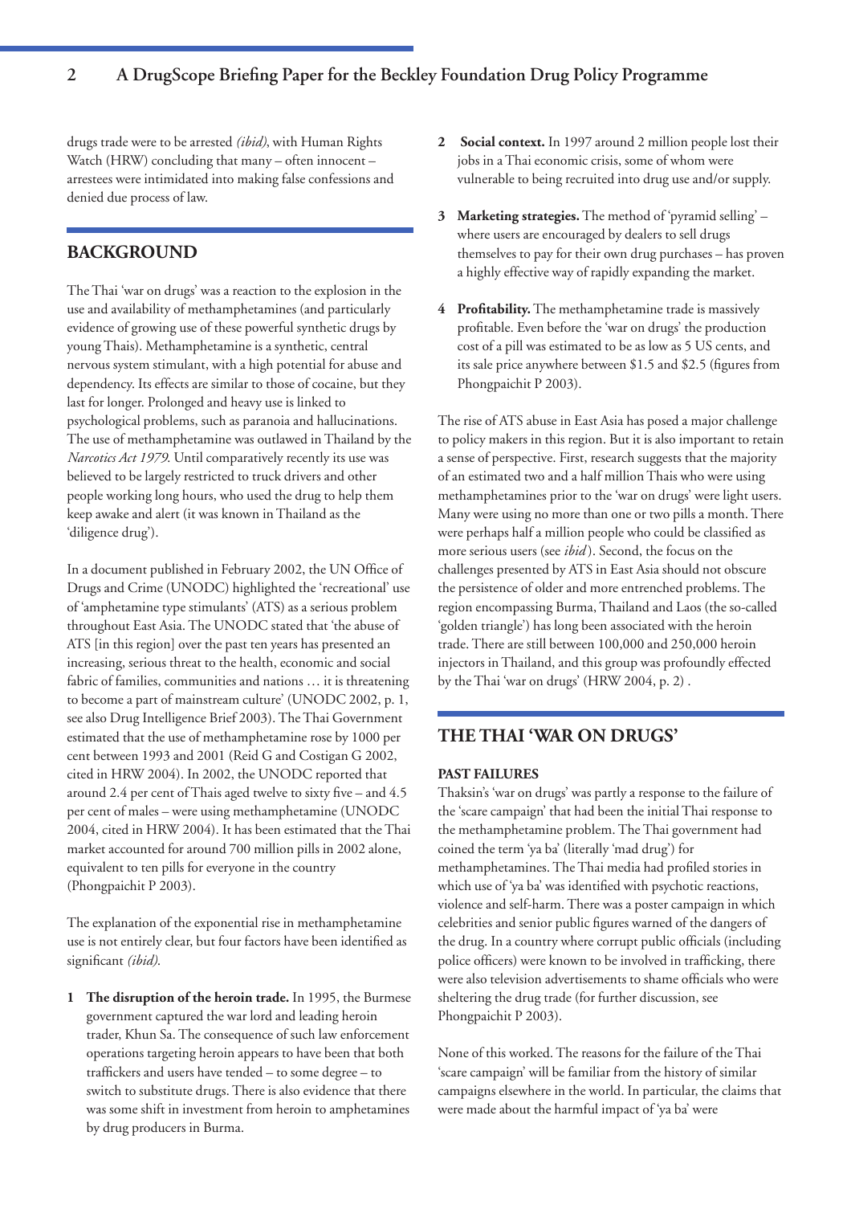drugs trade were to be arrested *(ibid)*, with Human Rights Watch (HRW) concluding that many – often innocent – arrestees were intimidated into making false confessions and denied due process of law.

## BACKGROUND

The Thai 'war on drugs' was a reaction to the explosion in the use and availability of methamphetamines (and particularly evidence of growing use of these powerful synthetic drugs by young Thais). Methamphetamine is a synthetic, central nervous system stimulant, with a high potential for abuse and dependency. Its effects are similar to those of cocaine, but they last for longer. Prolonged and heavy use is linked to psychological problems, such as paranoia and hallucinations. The use of methamphetamine was outlawed in Thailand by the *Narcotics Act 1979*. Until comparatively recently its use was believed to be largely restricted to truck drivers and other people working long hours, who used the drug to help them keep awake and alert (it was known in Thailand as the 'diligence drug').

In a document published in February 2002, the UN Office of Drugs and Crime (UNODC) highlighted the 'recreational' use of 'amphetamine type stimulants' (ATS) as a serious problem throughout East Asia. The UNODC stated that 'the abuse of ATS [in this region] over the past ten years has presented an increasing, serious threat to the health, economic and social fabric of families, communities and nations … it is threatening to become a part of mainstream culture' (UNODC 2002, p. 1, see also Drug Intelligence Brief 2003). The Thai Government estimated that the use of methamphetamine rose by 1000 per cent between 1993 and 2001 (Reid G and Costigan G 2002, cited in HRW 2004). In 2002, the UNODC reported that around 2.4 per cent of Thais aged twelve to sixty five – and 4.5 per cent of males – were using methamphetamine (UNODC 2004, cited in HRW 2004). It has been estimated that the Thai market accounted for around 700 million pills in 2002 alone, equivalent to ten pills for everyone in the country (Phongpaichit P 2003).

The explanation of the exponential rise in methamphetamine use is not entirely clear, but four factors have been identified as significant *(ibid)*.

1. **The disruption of the heroin trade.** In 1995, the Burmese government captured the war lord and leading heroin trader, Khun Sa. The consequence of such law enforcement operations targeting heroin appears to have been that both traffickers and users have tended – to some degree – to switch to substitute drugs. There is also evidence that there was some shift in investment from heroin to amphetamines by drug producers in Burma.
2. **Social context.** In 1997 around 2 million people lost their jobs in a Thai economic crisis, some of whom were vulnerable to being recruited into drug use and/or supply.
3. **Marketing strategies.** The method of 'pyramid selling' – where users are encouraged by dealers to sell drugs themselves to pay for their own drug purchases – has proven a highly effective way of rapidly expanding the market.
4. **Profitability.** The methamphetamine trade is massively profitable. Even before the 'war on drugs' the production cost of a pill was estimated to be as low as 5 US cents, and its sale price anywhere between $1.5 and $2.5 (figures from Phongpaichit P 2003).

The rise of ATS abuse in East Asia has posed a major challenge to policy makers in this region. But it is also important to retain a sense of perspective. First, research suggests that the majority of an estimated two and a half million Thais who were using methamphetamines prior to the 'war on drugs' were light users. Many were using no more than one or two pills a month. There were perhaps half a million people who could be classified as more serious users (see *ibid*). Second, the focus on the challenges presented by ATS in East Asia should not obscure the persistence of older and more entrenched problems. The region encompassing Burma, Thailand and Laos (the so-called 'golden triangle') has long been associated with the heroin trade. There are still between 100,000 and 250,000 heroin injectors in Thailand, and this group was profoundly effected by the Thai 'war on drugs' (HRW 2004, p. 2) .

## THE THAI 'WAR ON DRUGS'

### PAST FAILURES

Thaksin's 'war on drugs' was partly a response to the failure of the 'scare campaign' that had been the initial Thai response to the methamphetamine problem. The Thai government had coined the term 'ya ba' (literally 'mad drug') for methamphetamines. The Thai media had profiled stories in which use of 'ya ba' was identified with psychotic reactions, violence and self-harm. There was a poster campaign in which celebrities and senior public figures warned of the dangers of the drug. In a country where corrupt public officials (including police officers) were known to be involved in trafficking, there were also television advertisements to shame officials who were sheltering the drug trade (for further discussion, see Phongpaichit P 2003).

None of this worked. The reasons for the failure of the Thai 'scare campaign' will be familiar from the history of similar campaigns elsewhere in the world. In particular, the claims that were made about the harmful impact of 'ya ba' were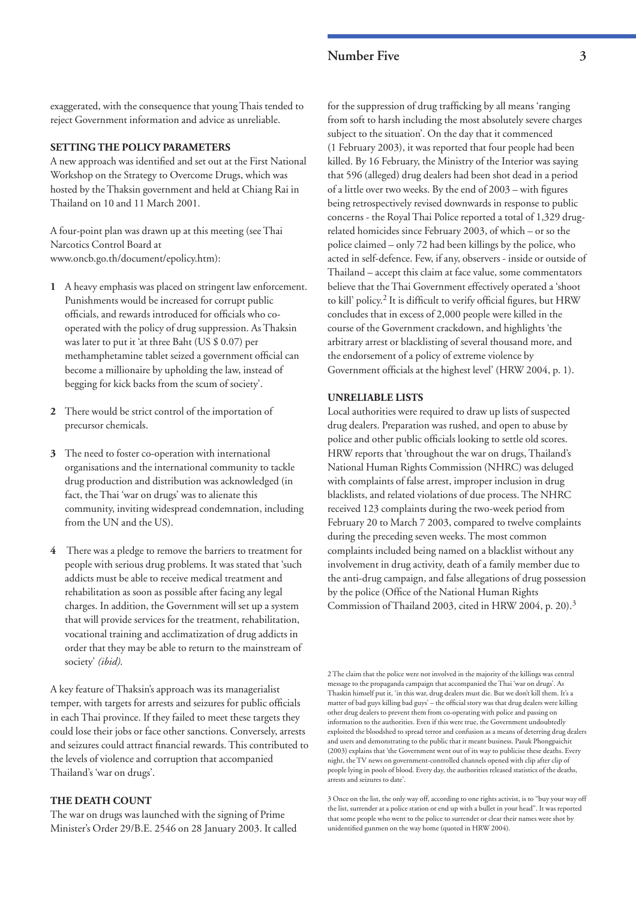exaggerated, with the consequence that young Thais tended to reject Government information and advice as unreliable.

## SETTING THE POLICY PARAMETERS

A new approach was identified and set out at the First National Workshop on the Strategy to Overcome Drugs, which was hosted by the Thaksin government and held at Chiang Rai in Thailand on 10 and 11 March 2001.

A four-point plan was drawn up at this meeting (see Thai Narcotics Control Board at www.oncb.go.th/document/epolicy.htm):

1. A heavy emphasis was placed on stringent law enforcement. Punishments would be increased for corrupt public officials, and rewards introduced for officials who co-operated with the policy of drug suppression. As Thaksin was later to put it 'at three Baht (US $ 0.07) per methamphetamine tablet seized a government official can become a millionaire by upholding the law, instead of begging for kick backs from the scum of society'.

2. There would be strict control of the importation of precursor chemicals.

3. The need to foster co-operation with international organisations and the international community to tackle drug production and distribution was acknowledged (in fact, the Thai 'war on drugs' was to alienate this community, inviting widespread condemnation, including from the UN and the US).

4. There was a pledge to remove the barriers to treatment for people with serious drug problems. It was stated that 'such addicts must be able to receive medical treatment and rehabilitation as soon as possible after facing any legal charges. In addition, the Government will set up a system that will provide services for the treatment, rehabilitation, vocational training and acclimatization of drug addicts in order that they may be able to return to the mainstream of society' *(ibid)*.

A key feature of Thaksin's approach was its managerialist temper, with targets for arrests and seizures for public officials in each Thai province. If they failed to meet these targets they could lose their jobs or face other sanctions. Conversely, arrests and seizures could attract financial rewards. This contributed to the levels of violence and corruption that accompanied Thailand's 'war on drugs'.

## THE DEATH COUNT

The war on drugs was launched with the signing of Prime Minister's Order 29/B.E. 2546 on 28 January 2003. It called for the suppression of drug trafficking by all means 'ranging from soft to harsh including the most absolutely severe charges subject to the situation'. On the day that it commenced (1 February 2003), it was reported that four people had been killed. By 16 February, the Ministry of the Interior was saying that 596 (alleged) drug dealers had been shot dead in a period of a little over two weeks. By the end of 2003 – with figures being retrospectively revised downwards in response to public concerns - the Royal Thai Police reported a total of 1,329 drug-related homicides since February 2003, of which – or so the police claimed – only 72 had been killings by the police, who acted in self-defence. Few, if any, observers - inside or outside of Thailand – accept this claim at face value, some commentators believe that the Thai Government effectively operated a 'shoot to kill' policy.[2] It is difficult to verify official figures, but HRW concludes that in excess of 2,000 people were killed in the course of the Government crackdown, and highlights 'the arbitrary arrest or blacklisting of several thousand more, and the endorsement of a policy of extreme violence by Government officials at the highest level' (HRW 2004, p. 1).

## UNRELIABLE LISTS

Local authorities were required to draw up lists of suspected drug dealers. Preparation was rushed, and open to abuse by police and other public officials looking to settle old scores. HRW reports that 'throughout the war on drugs, Thailand's National Human Rights Commission (NHRC) was deluged with complaints of false arrest, improper inclusion in drug blacklists, and related violations of due process. The NHRC received 123 complaints during the two-week period from February 20 to March 7 2003, compared to twelve complaints during the preceding seven weeks. The most common complaints included being named on a blacklist without any involvement in drug activity, death of a family member due to the anti-drug campaign, and false allegations of drug possession by the police (Office of the National Human Rights Commission of Thailand 2003, cited in HRW 2004, p. 20).[3]

---

2 The claim that the police were not involved in the majority of the killings was central message to the propaganda campaign that accompanied the Thai 'war on drugs'. As Thaskin himself put it, 'in this war, drug dealers must die. But we don't kill them. It's a matter of bad guys killing bad guys' – the official story was that drug dealers were killing other drug dealers to prevent them from co-operating with police and passing on information to the authorities. Even if this were true, the Government undoubtedly exploited the bloodshed to spread terror and confusion as a means of deterring drug dealers and users and demonstrating to the public that it meant business. Pasuk Phongpaichit (2003) explains that 'the Government went out of its way to publicise these deaths. Every night, the TV news on government-controlled channels opened with clip after clip of people lying in pools of blood. Every day, the authorities released statistics of the deaths, arrests and seizures to date'.

3 Once on the list, the only way off, according to one rights activist, is to "buy your way off the list, surrender at a police station or end up with a bullet in your head". It was reported that some people who went to the police to surrender or clear their names were shot by unidentified gunmen on the way home (quoted in HRW 2004).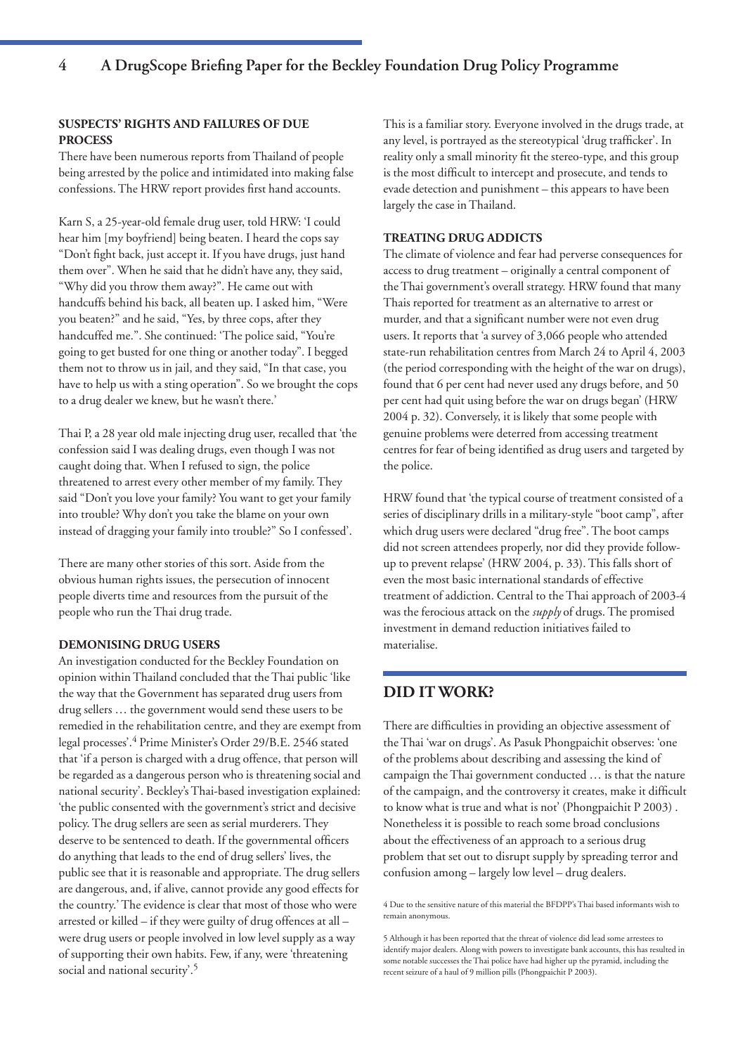### SUSPECTS' RIGHTS AND FAILURES OF DUE PROCESS

There have been numerous reports from Thailand of people being arrested by the police and intimidated into making false confessions. The HRW report provides first hand accounts.

Karn S, a 25-year-old female drug user, told HRW: 'I could hear him [my boyfriend] being beaten. I heard the cops say "Don't fight back, just accept it. If you have drugs, just hand them over". When he said that he didn't have any, they said, "Why did you throw them away?". He came out with handcuffs behind his back, all beaten up. I asked him, "Were you beaten?" and he said, "Yes, by three cops, after they handcuffed me.". She continued: 'The police said, "You're going to get busted for one thing or another today". I begged them not to throw us in jail, and they said, "In that case, you have to help us with a sting operation". So we brought the cops to a drug dealer we knew, but he wasn't there.'

Thai P, a 28 year old male injecting drug user, recalled that 'the confession said I was dealing drugs, even though I was not caught doing that. When I refused to sign, the police threatened to arrest every other member of my family. They said "Don't you love your family? You want to get your family into trouble? Why don't you take the blame on your own instead of dragging your family into trouble?" So I confessed'.

There are many other stories of this sort. Aside from the obvious human rights issues, the persecution of innocent people diverts time and resources from the pursuit of the people who run the Thai drug trade.

### DEMONISING DRUG USERS

An investigation conducted for the Beckley Foundation on opinion within Thailand concluded that the Thai public 'like the way that the Government has separated drug users from drug sellers … the government would send these users to be remedied in the rehabilitation centre, and they are exempt from legal processes'.[4] Prime Minister's Order 29/B.E. 2546 stated that 'if a person is charged with a drug offence, that person will be regarded as a dangerous person who is threatening social and national security'. Beckley's Thai-based investigation explained: 'the public consented with the government's strict and decisive policy. The drug sellers are seen as serial murderers. They deserve to be sentenced to death. If the governmental officers do anything that leads to the end of drug sellers' lives, the public see that it is reasonable and appropriate. The drug sellers are dangerous, and, if alive, cannot provide any good effects for the country.' The evidence is clear that most of those who were arrested or killed – if they were guilty of drug offences at all – were drug users or people involved in low level supply as a way of supporting their own habits. Few, if any, were 'threatening social and national security'.[5]

This is a familiar story. Everyone involved in the drugs trade, at any level, is portrayed as the stereotypical 'drug trafficker'. In reality only a small minority fit the stereo-type, and this group is the most difficult to intercept and prosecute, and tends to evade detection and punishment – this appears to have been largely the case in Thailand.

### TREATING DRUG ADDICTS

The climate of violence and fear had perverse consequences for access to drug treatment – originally a central component of the Thai government's overall strategy. HRW found that many Thais reported for treatment as an alternative to arrest or murder, and that a significant number were not even drug users. It reports that 'a survey of 3,066 people who attended state-run rehabilitation centres from March 24 to April 4, 2003 (the period corresponding with the height of the war on drugs), found that 6 per cent had never used any drugs before, and 50 per cent had quit using before the war on drugs began' (HRW 2004 p. 32). Conversely, it is likely that some people with genuine problems were deterred from accessing treatment centres for fear of being identified as drug users and targeted by the police.

HRW found that 'the typical course of treatment consisted of a series of disciplinary drills in a military-style "boot camp", after which drug users were declared "drug free". The boot camps did not screen attendees properly, nor did they provide follow-up to prevent relapse' (HRW 2004, p. 33). This falls short of even the most basic international standards of effective treatment of addiction. Central to the Thai approach of 2003-4 was the ferocious attack on the *supply* of drugs. The promised investment in demand reduction initiatives failed to materialise.

## DID IT WORK?

There are difficulties in providing an objective assessment of the Thai 'war on drugs'. As Pasuk Phongpaichit observes: 'one of the problems about describing and assessing the kind of campaign the Thai government conducted … is that the nature of the campaign, and the controversy it creates, make it difficult to know what is true and what is not' (Phongpaichit P 2003) . Nonetheless it is possible to reach some broad conclusions about the effectiveness of an approach to a serious drug problem that set out to disrupt supply by spreading terror and confusion among – largely low level – drug dealers.

[4] Due to the sensitive nature of this material the BFDPP's Thai based informants wish to remain anonymous.

[5] Although it has been reported that the threat of violence did lead some arrestees to identify major dealers. Along with powers to investigate bank accounts, this has resulted in some notable successes the Thai police have had higher up the pyramid, including the recent seizure of a haul of 9 million pills (Phongpaichit P 2003).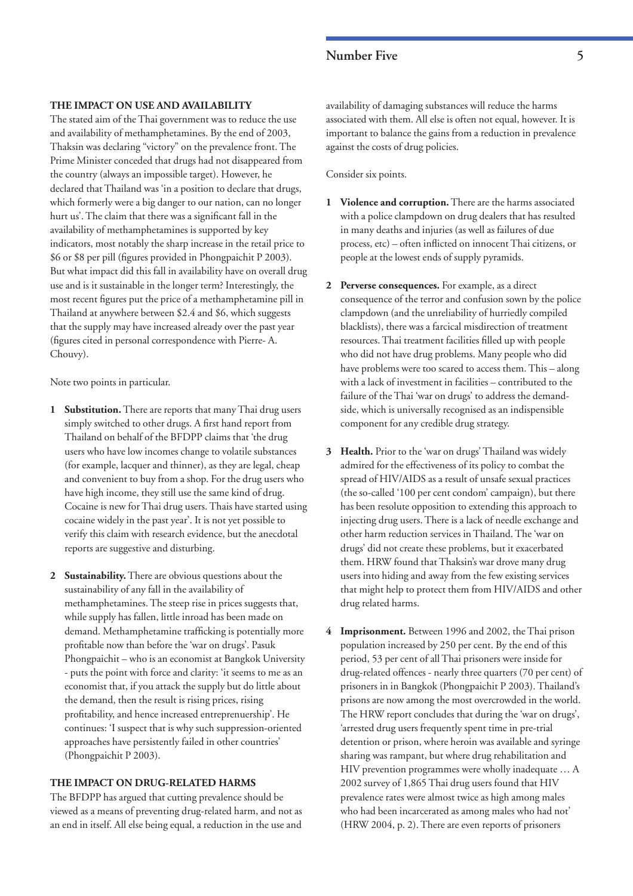## THE IMPACT ON USE AND AVAILABILITY

The stated aim of the Thai government was to reduce the use and availability of methamphetamines. By the end of 2003, Thaksin was declaring "victory" on the prevalence front. The Prime Minister conceded that drugs had not disappeared from the country (always an impossible target). However, he declared that Thailand was 'in a position to declare that drugs, which formerly were a big danger to our nation, can no longer hurt us'. The claim that there was a significant fall in the availability of methamphetamines is supported by key indicators, most notably the sharp increase in the retail price to $6 or $8 per pill (figures provided in Phongpaichit P 2003). But what impact did this fall in availability have on overall drug use and is it sustainable in the longer term? Interestingly, the most recent figures put the price of a methamphetamine pill in Thailand at anywhere between $2.4 and $6, which suggests that the supply may have increased already over the past year (figures cited in personal correspondence with Pierre- A. Chouvy).

Note two points in particular.

1. **Substitution.** There are reports that many Thai drug users simply switched to other drugs. A first hand report from Thailand on behalf of the BFDPP claims that 'the drug users who have low incomes change to volatile substances (for example, lacquer and thinner), as they are legal, cheap and convenient to buy from a shop. For the drug users who have high income, they still use the same kind of drug. Cocaine is new for Thai drug users. Thais have started using cocaine widely in the past year'. It is not yet possible to verify this claim with research evidence, but the anecdotal reports are suggestive and disturbing.

2. **Sustainability.** There are obvious questions about the sustainability of any fall in the availability of methamphetamines. The steep rise in prices suggests that, while supply has fallen, little inroad has been made on demand. Methamphetamine trafficking is potentially more profitable now than before the 'war on drugs'. Pasuk Phongpaichit – who is an economist at Bangkok University - puts the point with force and clarity: 'it seems to me as an economist that, if you attack the supply but do little about the demand, then the result is rising prices, rising profitability, and hence increased entreprenuership'. He continues: 'I suspect that is why such suppression-oriented approaches have persistently failed in other countries' (Phongpaichit P 2003).

## THE IMPACT ON DRUG-RELATED HARMS

The BFDPP has argued that cutting prevalence should be viewed as a means of preventing drug-related harm, and not as an end in itself. All else being equal, a reduction in the use and availability of damaging substances will reduce the harms associated with them. All else is often not equal, however. It is important to balance the gains from a reduction in prevalence against the costs of drug policies.

Consider six points.

1. **Violence and corruption.** There are the harms associated with a police clampdown on drug dealers that has resulted in many deaths and injuries (as well as failures of due process, etc) – often inflicted on innocent Thai citizens, or people at the lowest ends of supply pyramids.

2. **Perverse consequences.** For example, as a direct consequence of the terror and confusion sown by the police clampdown (and the unreliability of hurriedly compiled blacklists), there was a farcical misdirection of treatment resources. Thai treatment facilities filled up with people who did not have drug problems. Many people who did have problems were too scared to access them. This – along with a lack of investment in facilities – contributed to the failure of the Thai 'war on drugs' to address the demand-side, which is universally recognised as an indispensible component for any credible drug strategy.

3. **Health.** Prior to the 'war on drugs' Thailand was widely admired for the effectiveness of its policy to combat the spread of HIV/AIDS as a result of unsafe sexual practices (the so-called '100 per cent condom' campaign), but there has been resolute opposition to extending this approach to injecting drug users. There is a lack of needle exchange and other harm reduction services in Thailand. The 'war on drugs' did not create these problems, but it exacerbated them. HRW found that Thaksin's war drove many drug users into hiding and away from the few existing services that might help to protect them from HIV/AIDS and other drug related harms.

4. **Imprisonment.** Between 1996 and 2002, the Thai prison population increased by 250 per cent. By the end of this period, 53 per cent of all Thai prisoners were inside for drug-related offences - nearly three quarters (70 per cent) of prisoners in in Bangkok (Phongpaichit P 2003). Thailand's prisons are now among the most overcrowded in the world. The HRW report concludes that during the 'war on drugs', 'arrested drug users frequently spent time in pre-trial detention or prison, where heroin was available and syringe sharing was rampant, but where drug rehabilitation and HIV prevention programmes were wholly inadequate … A 2002 survey of 1,865 Thai drug users found that HIV prevalence rates were almost twice as high among males who had been incarcerated as among males who had not' (HRW 2004, p. 2). There are even reports of prisoners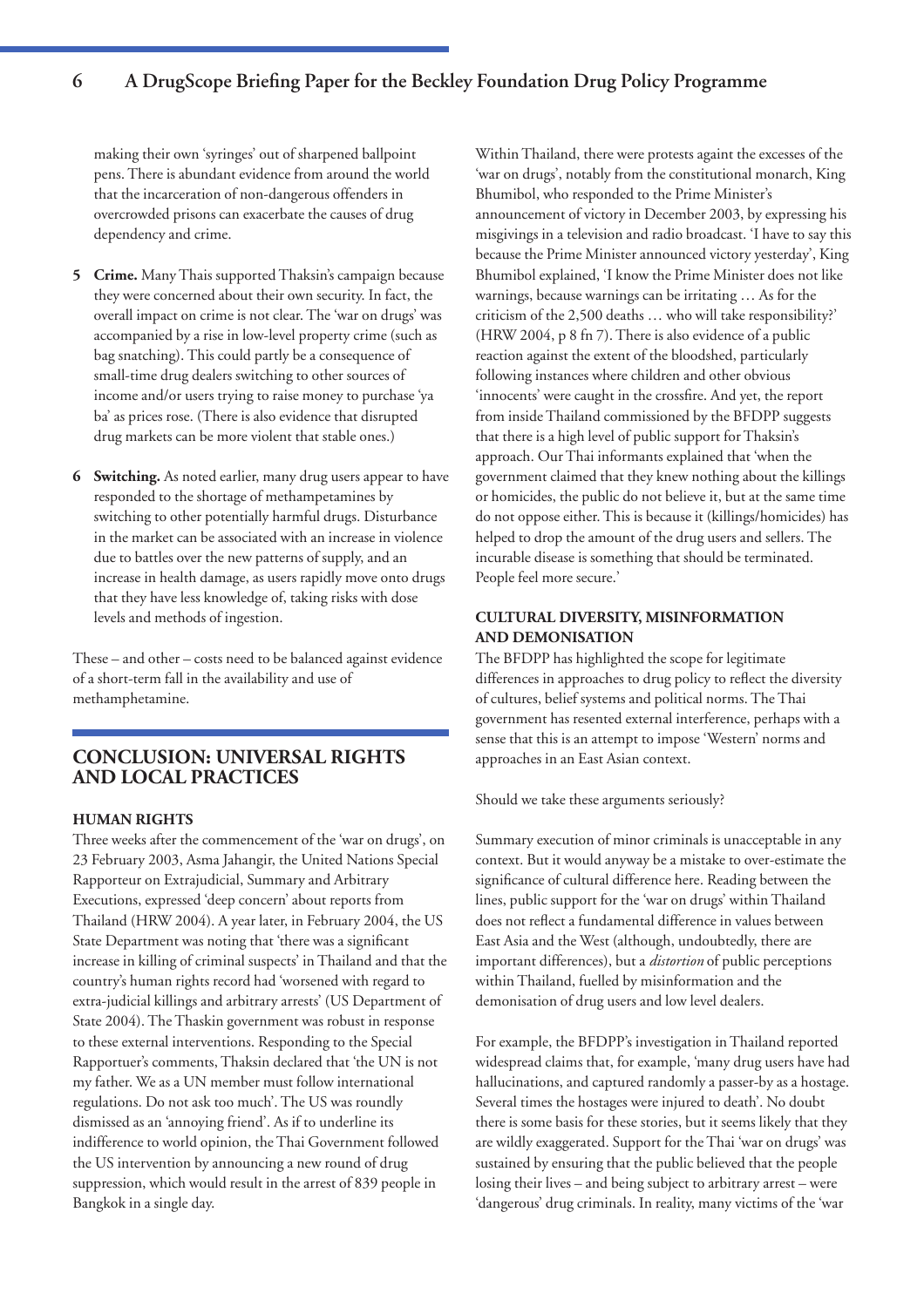making their own 'syringes' out of sharpened ballpoint pens. There is abundant evidence from around the world that the incarceration of non-dangerous offenders in overcrowded prisons can exacerbate the causes of drug dependency and crime.

5. **Crime.** Many Thais supported Thaksin's campaign because they were concerned about their own security. In fact, the overall impact on crime is not clear. The 'war on drugs' was accompanied by a rise in low-level property crime (such as bag snatching). This could partly be a consequence of small-time drug dealers switching to other sources of income and/or users trying to raise money to purchase 'ya ba' as prices rose. (There is also evidence that disrupted drug markets can be more violent that stable ones.)

6. **Switching.** As noted earlier, many drug users appear to have responded to the shortage of methampetamines by switching to other potentially harmful drugs. Disturbance in the market can be associated with an increase in violence due to battles over the new patterns of supply, and an increase in health damage, as users rapidly move onto drugs that they have less knowledge of, taking risks with dose levels and methods of ingestion.

These – and other – costs need to be balanced against evidence of a short-term fall in the availability and use of methamphetamine.

## CONCLUSION: UNIVERSAL RIGHTS AND LOCAL PRACTICES

### HUMAN RIGHTS

Three weeks after the commencement of the 'war on drugs', on 23 February 2003, Asma Jahangir, the United Nations Special Rapporteur on Extrajudicial, Summary and Arbitrary Executions, expressed 'deep concern' about reports from Thailand (HRW 2004). A year later, in February 2004, the US State Department was noting that 'there was a significant increase in killing of criminal suspects' in Thailand and that the country's human rights record had 'worsened with regard to extra-judicial killings and arbitrary arrests' (US Department of State 2004). The Thaskin government was robust in response to these external interventions. Responding to the Special Rapportuer's comments, Thaksin declared that 'the UN is not my father. We as a UN member must follow international regulations. Do not ask too much'. The US was roundly dismissed as an 'annoying friend'. As if to underline its indifference to world opinion, the Thai Government followed the US intervention by announcing a new round of drug suppression, which would result in the arrest of 839 people in Bangkok in a single day.

Within Thailand, there were protests againt the excesses of the 'war on drugs', notably from the constitutional monarch, King Bhumibol, who responded to the Prime Minister's announcement of victory in December 2003, by expressing his misgivings in a television and radio broadcast. 'I have to say this because the Prime Minister announced victory yesterday', King Bhumibol explained, 'I know the Prime Minister does not like warnings, because warnings can be irritating … As for the criticism of the 2,500 deaths … who will take responsibility?' (HRW 2004, p 8 fn 7). There is also evidence of a public reaction against the extent of the bloodshed, particularly following instances where children and other obvious 'innocents' were caught in the crossfire. And yet, the report from inside Thailand commissioned by the BFDPP suggests that there is a high level of public support for Thaksin's approach. Our Thai informants explained that 'when the government claimed that they knew nothing about the killings or homicides, the public do not believe it, but at the same time do not oppose either. This is because it (killings/homicides) has helped to drop the amount of the drug users and sellers. The incurable disease is something that should be terminated. People feel more secure.'

### CULTURAL DIVERSITY, MISINFORMATION AND DEMONISATION

The BFDPP has highlighted the scope for legitimate differences in approaches to drug policy to reflect the diversity of cultures, belief systems and political norms. The Thai government has resented external interference, perhaps with a sense that this is an attempt to impose 'Western' norms and approaches in an East Asian context.

Should we take these arguments seriously?

Summary execution of minor criminals is unacceptable in any context. But it would anyway be a mistake to over-estimate the significance of cultural difference here. Reading between the lines, public support for the 'war on drugs' within Thailand does not reflect a fundamental difference in values between East Asia and the West (although, undoubtedly, there are important differences), but a *distortion* of public perceptions within Thailand, fuelled by misinformation and the demonisation of drug users and low level dealers.

For example, the BFDPP's investigation in Thailand reported widespread claims that, for example, 'many drug users have had hallucinations, and captured randomly a passer-by as a hostage. Several times the hostages were injured to death'. No doubt there is some basis for these stories, but it seems likely that they are wildly exaggerated. Support for the Thai 'war on drugs' was sustained by ensuring that the public believed that the people losing their lives – and being subject to arbitrary arrest – were 'dangerous' drug criminals. In reality, many victims of the 'war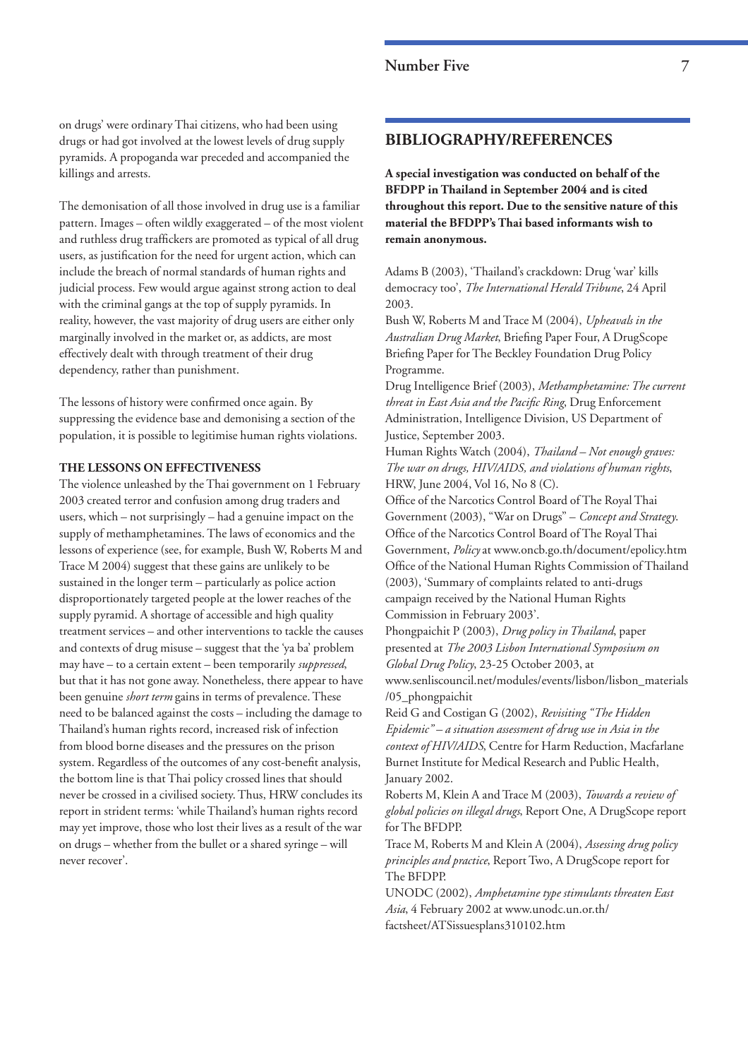on drugs' were ordinary Thai citizens, who had been using drugs or had got involved at the lowest levels of drug supply pyramids. A propoganda war preceded and accompanied the killings and arrests.

The demonisation of all those involved in drug use is a familiar pattern. Images – often wildly exaggerated – of the most violent and ruthless drug traffickers are promoted as typical of all drug users, as justification for the need for urgent action, which can include the breach of normal standards of human rights and judicial process. Few would argue against strong action to deal with the criminal gangs at the top of supply pyramids. In reality, however, the vast majority of drug users are either only marginally involved in the market or, as addicts, are most effectively dealt with through treatment of their drug dependency, rather than punishment.

The lessons of history were confirmed once again. By suppressing the evidence base and demonising a section of the population, it is possible to legitimise human rights violations.

### THE LESSONS ON EFFECTIVENESS

The violence unleashed by the Thai government on 1 February 2003 created terror and confusion among drug traders and users, which – not surprisingly – had a genuine impact on the supply of methamphetamines. The laws of economics and the lessons of experience (see, for example, Bush W, Roberts M and Trace M 2004) suggest that these gains are unlikely to be sustained in the longer term – particularly as police action disproportionately targeted people at the lower reaches of the supply pyramid. A shortage of accessible and high quality treatment services – and other interventions to tackle the causes and contexts of drug misuse – suggest that the 'ya ba' problem may have – to a certain extent – been temporarily *suppressed*, but that it has not gone away. Nonetheless, there appear to have been genuine *short term* gains in terms of prevalence. These need to be balanced against the costs – including the damage to Thailand's human rights record, increased risk of infection from blood borne diseases and the pressures on the prison system. Regardless of the outcomes of any cost-benefit analysis, the bottom line is that Thai policy crossed lines that should never be crossed in a civilised society. Thus, HRW concludes its report in strident terms: 'while Thailand's human rights record may yet improve, those who lost their lives as a result of the war on drugs – whether from the bullet or a shared syringe – will never recover'.

## BIBLIOGRAPHY/REFERENCES

**A special investigation was conducted on behalf of the BFDPP in Thailand in September 2004 and is cited throughout this report. Due to the sensitive nature of this material the BFDPP's Thai based informants wish to remain anonymous.**

Adams B (2003), 'Thailand's crackdown: Drug 'war' kills democracy too', *The International Herald Tribune*, 24 April 2003.

Bush W, Roberts M and Trace M (2004), *Upheavals in the Australian Drug Market*, Briefing Paper Four, A DrugScope Briefing Paper for The Beckley Foundation Drug Policy Programme.

Drug Intelligence Brief (2003), *Methamphetamine: The current threat in East Asia and the Pacific Ring*, Drug Enforcement Administration, Intelligence Division, US Department of Justice, September 2003.

Human Rights Watch (2004), *Thailand – Not enough graves: The war on drugs, HIV/AIDS, and violations of human rights*, HRW, June 2004, Vol 16, No 8 (C).

Office of the Narcotics Control Board of The Royal Thai Government (2003), "War on Drugs" – *Concept and Strategy*.

Office of the Narcotics Control Board of The Royal Thai Government, *Policy* at www.oncb.go.th/document/epolicy.htm

Office of the National Human Rights Commission of Thailand (2003), 'Summary of complaints related to anti-drugs campaign received by the National Human Rights Commission in February 2003'.

Phongpaichit P (2003), *Drug policy in Thailand*, paper presented at *The 2003 Lisbon International Symposium on Global Drug Policy*, 23-25 October 2003, at www.senliscouncil.net/modules/events/lisbon/lisbon_materials/05_phongpaichit

Reid G and Costigan G (2002), *Revisiting "The Hidden Epidemic" – a situation assessment of drug use in Asia in the context of HIV/AIDS*, Centre for Harm Reduction, Macfarlane Burnet Institute for Medical Research and Public Health, January 2002.

Roberts M, Klein A and Trace M (2003), *Towards a review of global policies on illegal drugs*, Report One, A DrugScope report for The BFDPP.

Trace M, Roberts M and Klein A (2004), *Assessing drug policy principles and practice*, Report Two, A DrugScope report for The BFDPP.

UNODC (2002), *Amphetamine type stimulants threaten East Asia*, 4 February 2002 at www.unodc.un.or.th/factsheet/ATSissuesplans310102.htm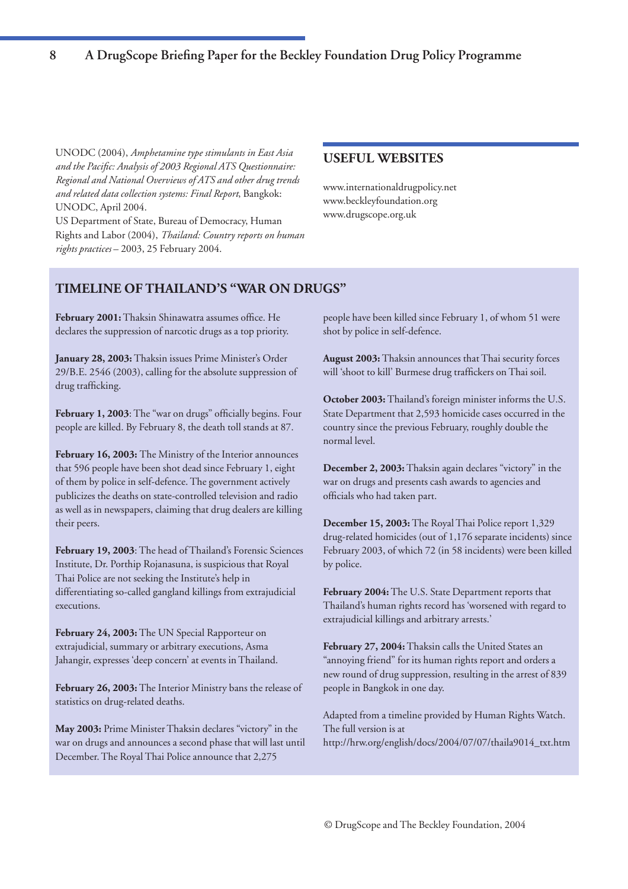UNODC (2004), *Amphetamine type stimulants in East Asia and the Pacific: Analysis of 2003 Regional ATS Questionnaire: Regional and National Overviews of ATS and other drug trends and related data collection systems: Final Report*, Bangkok: UNODC, April 2004.

US Department of State, Bureau of Democracy, Human Rights and Labor (2004), *Thailand: Country reports on human rights practices* – 2003, 25 February 2004.

## USEFUL WEBSITES

www.internationaldrugpolicy.net
www.beckleyfoundation.org
www.drugscope.org.uk

## TIMELINE OF THAILAND'S "WAR ON DRUGS"

**February 2001:** Thaksin Shinawatra assumes office. He declares the suppression of narcotic drugs as a top priority.

**January 28, 2003:** Thaksin issues Prime Minister's Order 29/B.E. 2546 (2003), calling for the absolute suppression of drug trafficking.

**February 1, 2003**: The "war on drugs" officially begins. Four people are killed. By February 8, the death toll stands at 87.

**February 16, 2003:** The Ministry of the Interior announces that 596 people have been shot dead since February 1, eight of them by police in self-defence. The government actively publicizes the deaths on state-controlled television and radio as well as in newspapers, claiming that drug dealers are killing their peers.

**February 19, 2003**: The head of Thailand's Forensic Sciences Institute, Dr. Porthip Rojanasuna, is suspicious that Royal Thai Police are not seeking the Institute's help in differentiating so-called gangland killings from extrajudicial executions.

**February 24, 2003:** The UN Special Rapporteur on extrajudicial, summary or arbitrary executions, Asma Jahangir, expresses 'deep concern' at events in Thailand.

**February 26, 2003:** The Interior Ministry bans the release of statistics on drug-related deaths.

**May 2003:** Prime Minister Thaksin declares "victory" in the war on drugs and announces a second phase that will last until December. The Royal Thai Police announce that 2,275 people have been killed since February 1, of whom 51 were shot by police in self-defence.

**August 2003:** Thaksin announces that Thai security forces will 'shoot to kill' Burmese drug traffickers on Thai soil.

**October 2003:** Thailand's foreign minister informs the U.S. State Department that 2,593 homicide cases occurred in the country since the previous February, roughly double the normal level.

**December 2, 2003:** Thaksin again declares "victory" in the war on drugs and presents cash awards to agencies and officials who had taken part.

**December 15, 2003:** The Royal Thai Police report 1,329 drug-related homicides (out of 1,176 separate incidents) since February 2003, of which 72 (in 58 incidents) were been killed by police.

**February 2004:** The U.S. State Department reports that Thailand's human rights record has 'worsened with regard to extrajudicial killings and arbitrary arrests.'

**February 27, 2004:** Thaksin calls the United States an "annoying friend" for its human rights report and orders a new round of drug suppression, resulting in the arrest of 839 people in Bangkok in one day.

Adapted from a timeline provided by Human Rights Watch. The full version is at http://hrw.org/english/docs/2004/07/07/thaila9014_txt.htm

© DrugScope and The Beckley Foundation, 2004